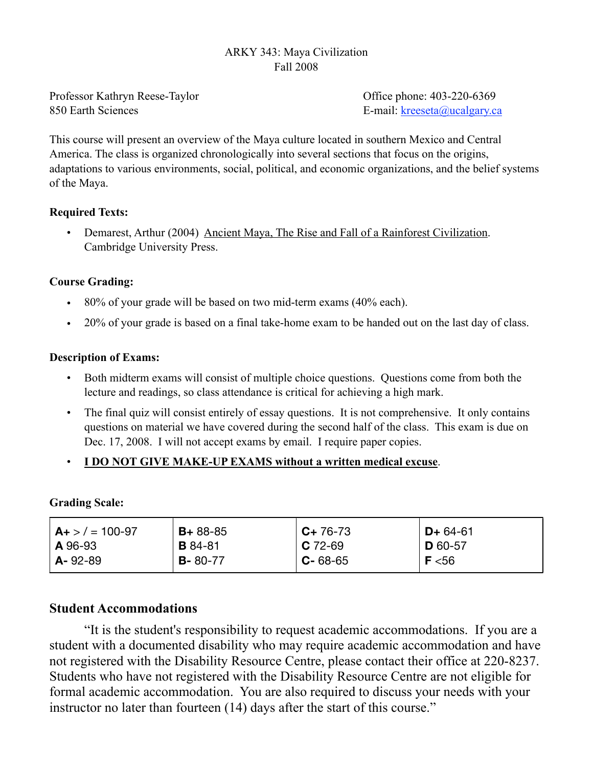ARKY 343: Maya Civilization
Fall 2008

Professor Kathryn Reese-Taylor
850 Earth Sciences

Office phone: 403-220-6369
E-mail: kreeseta@ucalgary.ca

This course will present an overview of the Maya culture located in southern Mexico and Central America. The class is organized chronologically into several sections that focus on the origins, adaptations to various environments, social, political, and economic organizations, and the belief systems of the Maya.

**Required Texts:**

- Demarest, Arthur (2004) Ancient Maya, The Rise and Fall of a Rainforest Civilization. Cambridge University Press.

**Course Grading:**

- 80% of your grade will be based on two mid-term exams (40% each).
- 20% of your grade is based on a final take-home exam to be handed out on the last day of class.

**Description of Exams:**

- Both midterm exams will consist of multiple choice questions. Questions come from both the lecture and readings, so class attendance is critical for achieving a high mark.
- The final quiz will consist entirely of essay questions. It is not comprehensive. It only contains questions on material we have covered during the second half of the class. This exam is due on Dec. 17, 2008. I will not accept exams by email. I require paper copies.
- **I DO NOT GIVE MAKE-UP EXAMS without a written medical excuse**.

**Grading Scale:**

| | | | |
|---|---|---|---|
| **A+** > / = 100-97 | **B+** 88-85 | **C+** 76-73 | **D+** 64-61 |
| **A** 96-93 | **B** 84-81 | **C** 72-69 | **D** 60-57 |
| **A-** 92-89 | **B-** 80-77 | **C-** 68-65 | **F** <56 |

## Student Accommodations

"It is the student's responsibility to request academic accommodations. If you are a student with a documented disability who may require academic accommodation and have not registered with the Disability Resource Centre, please contact their office at 220-8237. Students who have not registered with the Disability Resource Centre are not eligible for formal academic accommodation. You are also required to discuss your needs with your instructor no later than fourteen (14) days after the start of this course."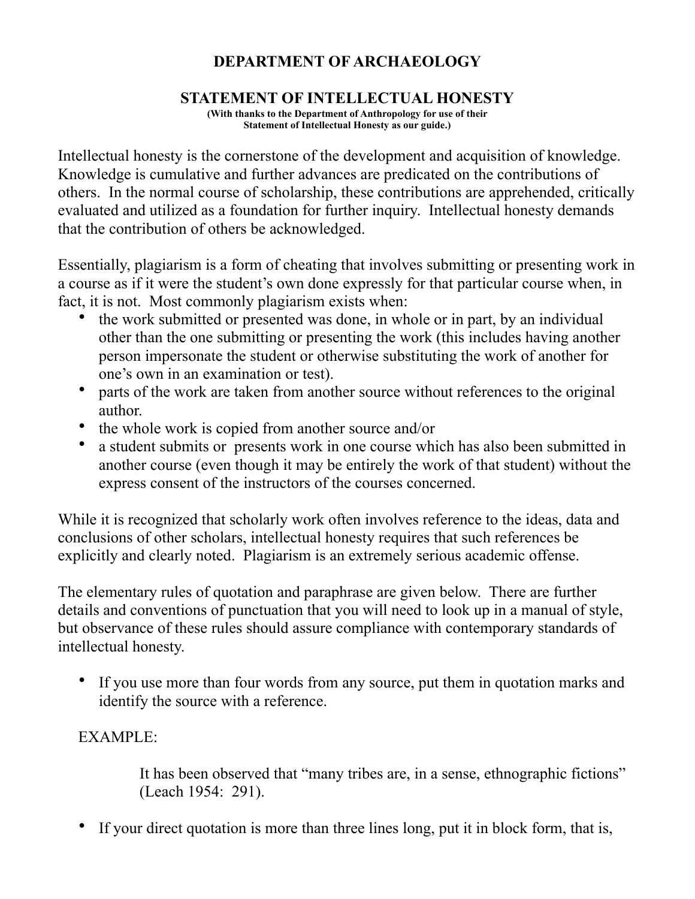# DEPARTMENT OF ARCHAEOLOGY

## STATEMENT OF INTELLECTUAL HONESTY

**(With thanks to the Department of Anthropology for use of their Statement of Intellectual Honesty as our guide.)**

Intellectual honesty is the cornerstone of the development and acquisition of knowledge. Knowledge is cumulative and further advances are predicated on the contributions of others. In the normal course of scholarship, these contributions are apprehended, critically evaluated and utilized as a foundation for further inquiry. Intellectual honesty demands that the contribution of others be acknowledged.

Essentially, plagiarism is a form of cheating that involves submitting or presenting work in a course as if it were the student's own done expressly for that particular course when, in fact, it is not. Most commonly plagiarism exists when:

- the work submitted or presented was done, in whole or in part, by an individual other than the one submitting or presenting the work (this includes having another person impersonate the student or otherwise substituting the work of another for one's own in an examination or test).
- parts of the work are taken from another source without references to the original author.
- the whole work is copied from another source and/or
- a student submits or presents work in one course which has also been submitted in another course (even though it may be entirely the work of that student) without the express consent of the instructors of the courses concerned.

While it is recognized that scholarly work often involves reference to the ideas, data and conclusions of other scholars, intellectual honesty requires that such references be explicitly and clearly noted. Plagiarism is an extremely serious academic offense.

The elementary rules of quotation and paraphrase are given below. There are further details and conventions of punctuation that you will need to look up in a manual of style, but observance of these rules should assure compliance with contemporary standards of intellectual honesty.

- If you use more than four words from any source, put them in quotation marks and identify the source with a reference.

EXAMPLE:

> It has been observed that "many tribes are, in a sense, ethnographic fictions" (Leach 1954: 291).

- If your direct quotation is more than three lines long, put it in block form, that is,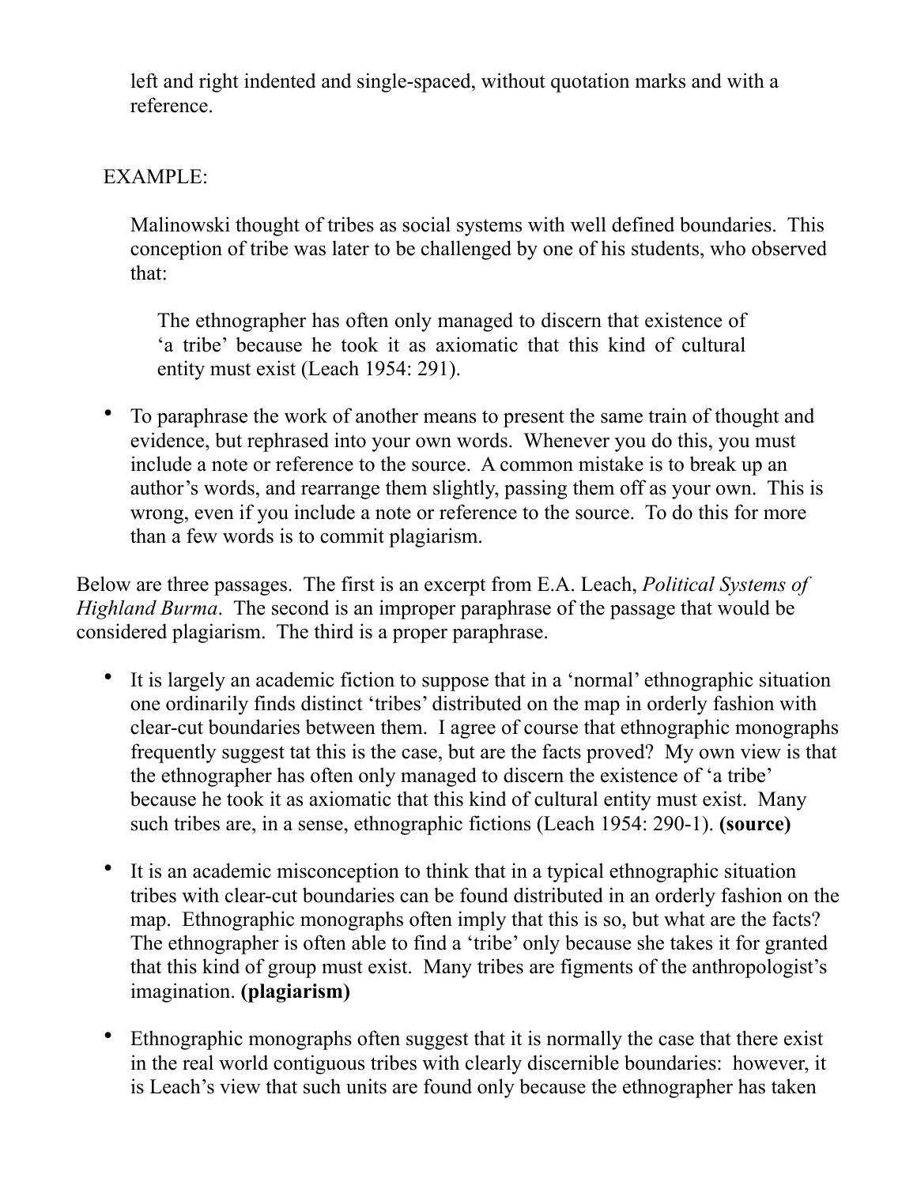left and right indented and single-spaced, without quotation marks and with a reference.

EXAMPLE:

> Malinowski thought of tribes as social systems with well defined boundaries. This conception of tribe was later to be challenged by one of his students, who observed that:
>
> > The ethnographer has often only managed to discern that existence of 'a tribe' because he took it as axiomatic that this kind of cultural entity must exist (Leach 1954: 291).

- To paraphrase the work of another means to present the same train of thought and evidence, but rephrased into your own words. Whenever you do this, you must include a note or reference to the source. A common mistake is to break up an author's words, and rearrange them slightly, passing them off as your own. This is wrong, even if you include a note or reference to the source. To do this for more than a few words is to commit plagiarism.

Below are three passages. The first is an excerpt from E.A. Leach, *Political Systems of Highland Burma*. The second is an improper paraphrase of the passage that would be considered plagiarism. The third is a proper paraphrase.

- It is largely an academic fiction to suppose that in a 'normal' ethnographic situation one ordinarily finds distinct 'tribes' distributed on the map in orderly fashion with clear-cut boundaries between them. I agree of course that ethnographic monographs frequently suggest tat this is the case, but are the facts proved? My own view is that the ethnographer has often only managed to discern the existence of 'a tribe' because he took it as axiomatic that this kind of cultural entity must exist. Many such tribes are, in a sense, ethnographic fictions (Leach 1954: 290-1). **(source)**

- It is an academic misconception to think that in a typical ethnographic situation tribes with clear-cut boundaries can be found distributed in an orderly fashion on the map. Ethnographic monographs often imply that this is so, but what are the facts? The ethnographer is often able to find a 'tribe' only because she takes it for granted that this kind of group must exist. Many tribes are figments of the anthropologist's imagination. **(plagiarism)**

- Ethnographic monographs often suggest that it is normally the case that there exist in the real world contiguous tribes with clearly discernible boundaries: however, it is Leach's view that such units are found only because the ethnographer has taken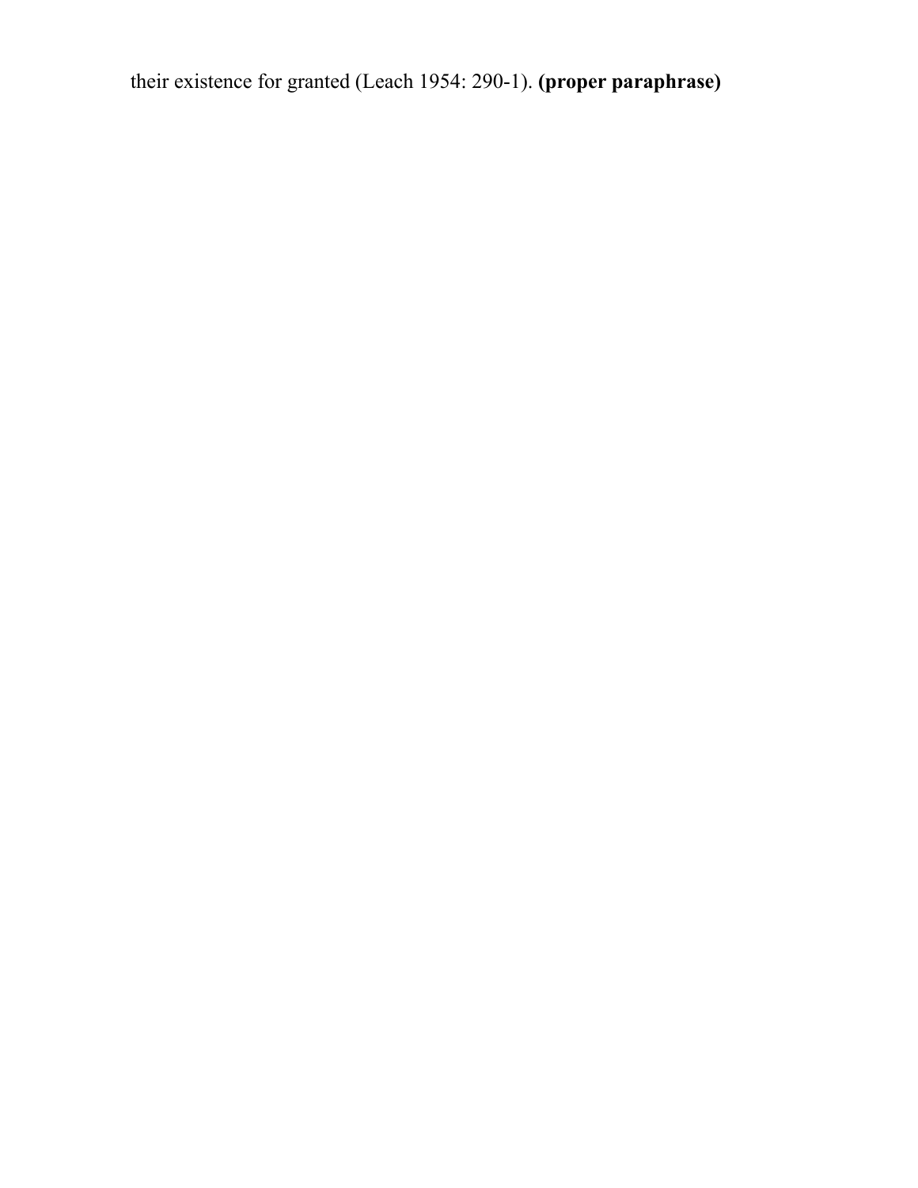their existence for granted (Leach 1954: 290-1). **(proper paraphrase)**